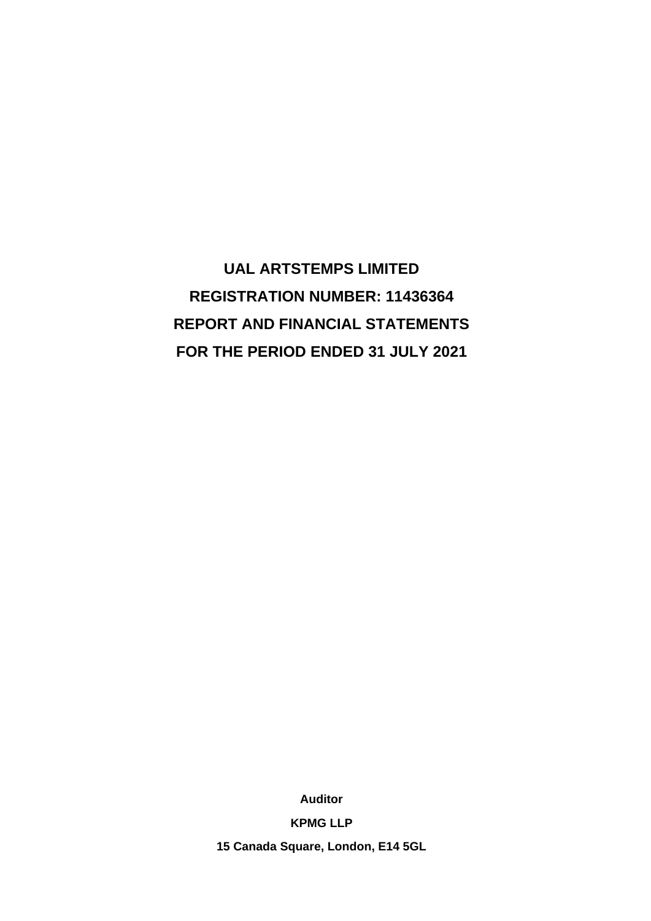# UAL ARTSTEMPS LIMITED

# REGISTRATION NUMBER: 11436364

# REPORT AND FINANCIAL STATEMENTS

# FOR THE PERIOD ENDED 31 JULY 2021

**Auditor**

**KPMG LLP**

**15 Canada Square, London, E14 5GL**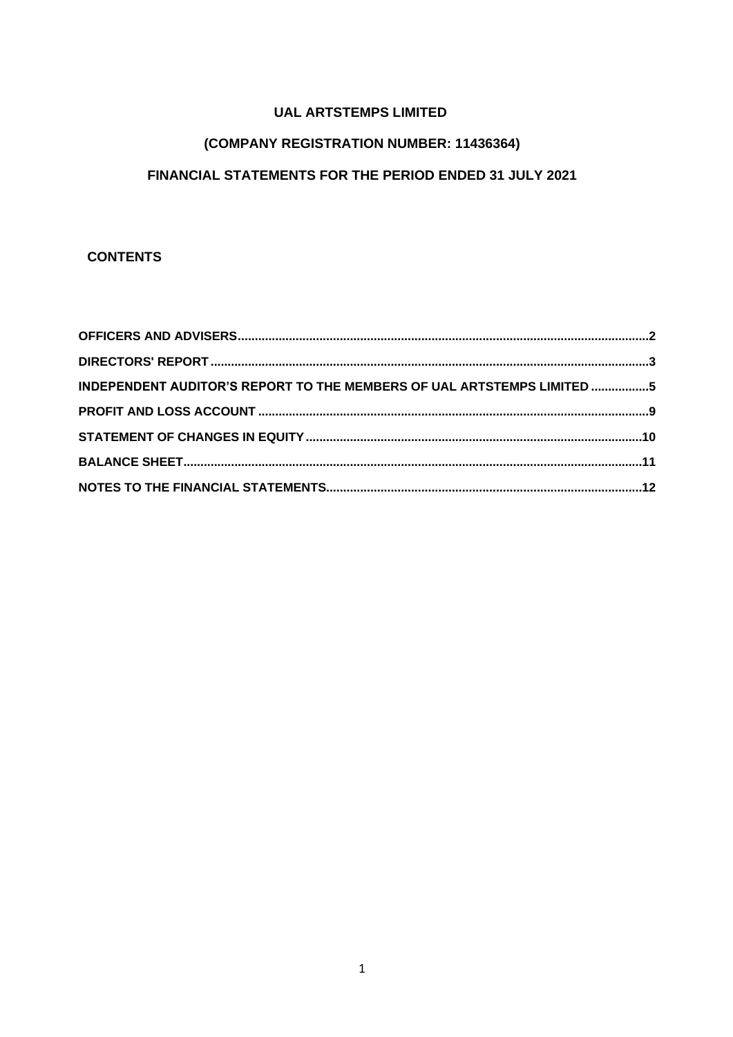# UAL ARTSTEMPS LIMITED

## (COMPANY REGISTRATION NUMBER: 11436364)

## FINANCIAL STATEMENTS FOR THE PERIOD ENDED 31 JULY 2021

**CONTENTS**

| | |
|---|---|
| **OFFICERS AND ADVISERS** | **2** |
| **DIRECTORS' REPORT** | **3** |
| **INDEPENDENT AUDITOR'S REPORT TO THE MEMBERS OF UAL ARTSTEMPS LIMITED** | **5** |
| **PROFIT AND LOSS ACCOUNT** | **9** |
| **STATEMENT OF CHANGES IN EQUITY** | **10** |
| **BALANCE SHEET** | **11** |
| **NOTES TO THE FINANCIAL STATEMENTS** | **12** |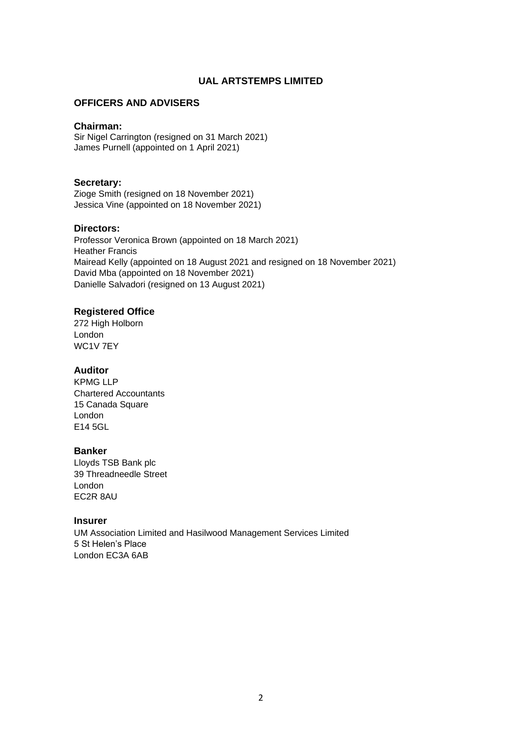# UAL ARTSTEMPS LIMITED

## OFFICERS AND ADVISERS

### Chairman:

Sir Nigel Carrington (resigned on 31 March 2021)
James Purnell (appointed on 1 April 2021)

### Secretary:

Zioge Smith (resigned on 18 November 2021)
Jessica Vine (appointed on 18 November 2021)

### Directors:

Professor Veronica Brown (appointed on 18 March 2021)
Heather Francis
Mairead Kelly (appointed on 18 August 2021 and resigned on 18 November 2021)
David Mba (appointed on 18 November 2021)
Danielle Salvadori (resigned on 13 August 2021)

### Registered Office

272 High Holborn
London
WC1V 7EY

### Auditor

KPMG LLP
Chartered Accountants
15 Canada Square
London
E14 5GL

### Banker

Lloyds TSB Bank plc
39 Threadneedle Street
London
EC2R 8AU

### Insurer

UM Association Limited and Hasilwood Management Services Limited
5 St Helen's Place
London EC3A 6AB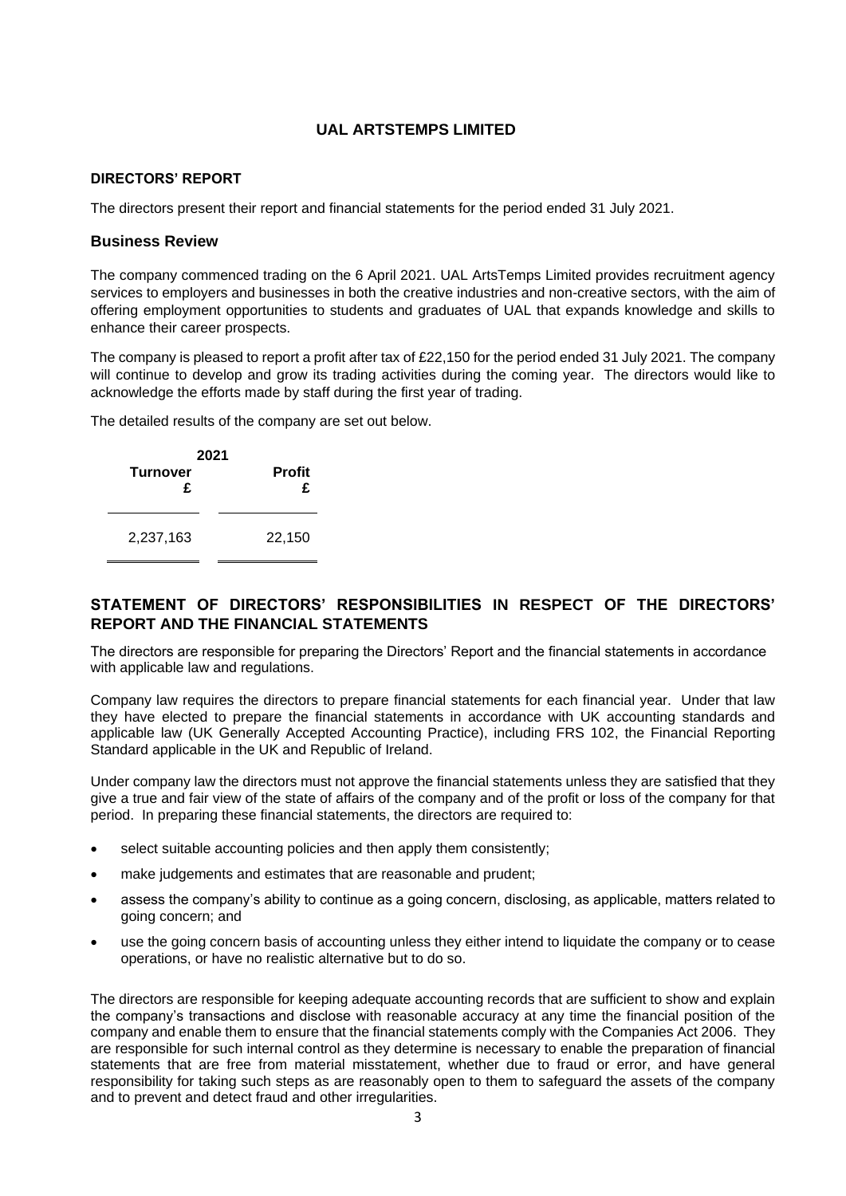# UAL ARTSTEMPS LIMITED

## DIRECTORS' REPORT

The directors present their report and financial statements for the period ended 31 July 2021.

### Business Review

The company commenced trading on the 6 April 2021. UAL ArtsTemps Limited provides recruitment agency services to employers and businesses in both the creative industries and non-creative sectors, with the aim of offering employment opportunities to students and graduates of UAL that expands knowledge and skills to enhance their career prospects.

The company is pleased to report a profit after tax of £22,150 for the period ended 31 July 2021. The company will continue to develop and grow its trading activities during the coming year. The directors would like to acknowledge the efforts made by staff during the first year of trading.

The detailed results of the company are set out below.

| 2021 | |
|---|---|
| **Turnover £** | **Profit £** |
| 2,237,163 | 22,150 |

## STATEMENT OF DIRECTORS' RESPONSIBILITIES IN RESPECT OF THE DIRECTORS' REPORT AND THE FINANCIAL STATEMENTS

The directors are responsible for preparing the Directors' Report and the financial statements in accordance with applicable law and regulations.

Company law requires the directors to prepare financial statements for each financial year. Under that law they have elected to prepare the financial statements in accordance with UK accounting standards and applicable law (UK Generally Accepted Accounting Practice), including FRS 102, the Financial Reporting Standard applicable in the UK and Republic of Ireland.

Under company law the directors must not approve the financial statements unless they are satisfied that they give a true and fair view of the state of affairs of the company and of the profit or loss of the company for that period. In preparing these financial statements, the directors are required to:

- select suitable accounting policies and then apply them consistently;
- make judgements and estimates that are reasonable and prudent;
- assess the company's ability to continue as a going concern, disclosing, as applicable, matters related to going concern; and
- use the going concern basis of accounting unless they either intend to liquidate the company or to cease operations, or have no realistic alternative but to do so.

The directors are responsible for keeping adequate accounting records that are sufficient to show and explain the company's transactions and disclose with reasonable accuracy at any time the financial position of the company and enable them to ensure that the financial statements comply with the Companies Act 2006. They are responsible for such internal control as they determine is necessary to enable the preparation of financial statements that are free from material misstatement, whether due to fraud or error, and have general responsibility for taking such steps as are reasonably open to them to safeguard the assets of the company and to prevent and detect fraud and other irregularities.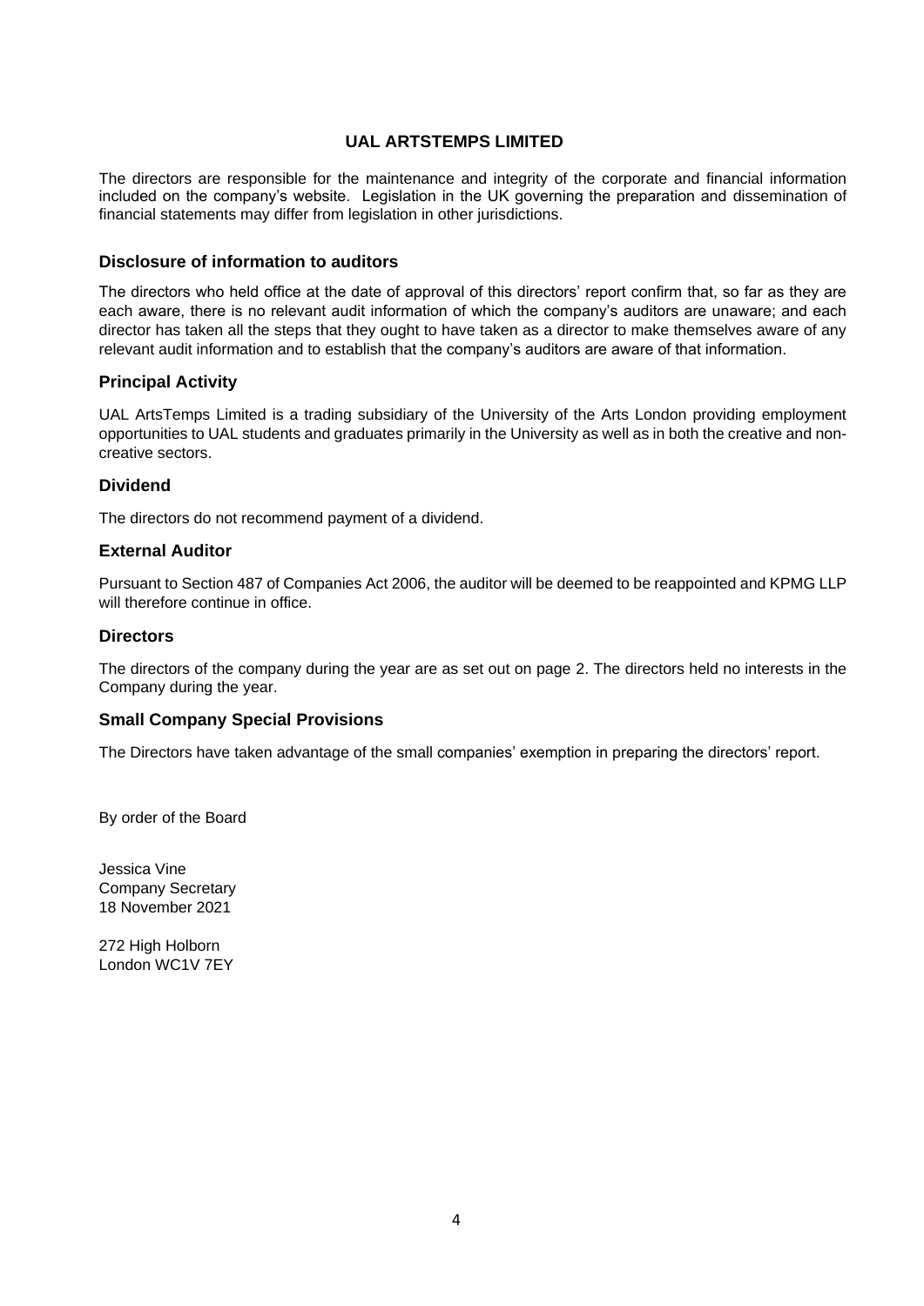**UAL ARTSTEMPS LIMITED**

The directors are responsible for the maintenance and integrity of the corporate and financial information included on the company's website. Legislation in the UK governing the preparation and dissemination of financial statements may differ from legislation in other jurisdictions.

## Disclosure of information to auditors

The directors who held office at the date of approval of this directors' report confirm that, so far as they are each aware, there is no relevant audit information of which the company's auditors are unaware; and each director has taken all the steps that they ought to have taken as a director to make themselves aware of any relevant audit information and to establish that the company's auditors are aware of that information.

## Principal Activity

UAL ArtsTemps Limited is a trading subsidiary of the University of the Arts London providing employment opportunities to UAL students and graduates primarily in the University as well as in both the creative and non-creative sectors.

## Dividend

The directors do not recommend payment of a dividend.

## External Auditor

Pursuant to Section 487 of Companies Act 2006, the auditor will be deemed to be reappointed and KPMG LLP will therefore continue in office.

## Directors

The directors of the company during the year are as set out on page 2. The directors held no interests in the Company during the year.

## Small Company Special Provisions

The Directors have taken advantage of the small companies' exemption in preparing the directors' report.

By order of the Board

Jessica Vine
Company Secretary
18 November 2021

272 High Holborn
London WC1V 7EY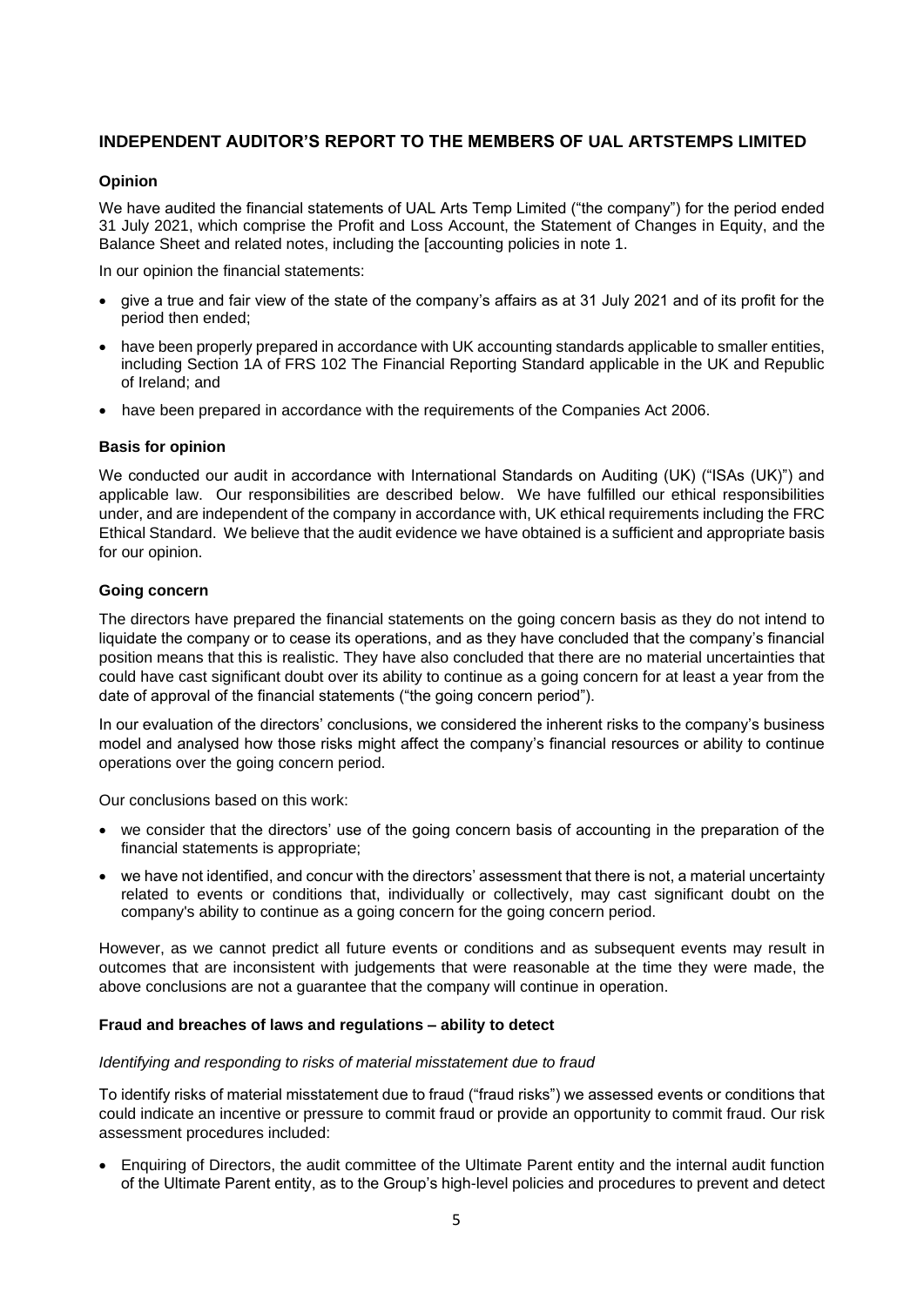## INDEPENDENT AUDITOR'S REPORT TO THE MEMBERS OF UAL ARTSTEMPS LIMITED

### Opinion

We have audited the financial statements of UAL Arts Temp Limited ("the company") for the period ended 31 July 2021, which comprise the Profit and Loss Account, the Statement of Changes in Equity, and the Balance Sheet and related notes, including the [accounting policies in note 1.

In our opinion the financial statements:

- give a true and fair view of the state of the company's affairs as at 31 July 2021 and of its profit for the period then ended;
- have been properly prepared in accordance with UK accounting standards applicable to smaller entities, including Section 1A of FRS 102 The Financial Reporting Standard applicable in the UK and Republic of Ireland; and
- have been prepared in accordance with the requirements of the Companies Act 2006.

### Basis for opinion

We conducted our audit in accordance with International Standards on Auditing (UK) ("ISAs (UK)") and applicable law. Our responsibilities are described below. We have fulfilled our ethical responsibilities under, and are independent of the company in accordance with, UK ethical requirements including the FRC Ethical Standard. We believe that the audit evidence we have obtained is a sufficient and appropriate basis for our opinion.

### Going concern

The directors have prepared the financial statements on the going concern basis as they do not intend to liquidate the company or to cease its operations, and as they have concluded that the company's financial position means that this is realistic. They have also concluded that there are no material uncertainties that could have cast significant doubt over its ability to continue as a going concern for at least a year from the date of approval of the financial statements ("the going concern period").

In our evaluation of the directors' conclusions, we considered the inherent risks to the company's business model and analysed how those risks might affect the company's financial resources or ability to continue operations over the going concern period.

Our conclusions based on this work:

- we consider that the directors' use of the going concern basis of accounting in the preparation of the financial statements is appropriate;
- we have not identified, and concur with the directors' assessment that there is not, a material uncertainty related to events or conditions that, individually or collectively, may cast significant doubt on the company's ability to continue as a going concern for the going concern period.

However, as we cannot predict all future events or conditions and as subsequent events may result in outcomes that are inconsistent with judgements that were reasonable at the time they were made, the above conclusions are not a guarantee that the company will continue in operation.

### Fraud and breaches of laws and regulations – ability to detect

*Identifying and responding to risks of material misstatement due to fraud*

To identify risks of material misstatement due to fraud ("fraud risks") we assessed events or conditions that could indicate an incentive or pressure to commit fraud or provide an opportunity to commit fraud. Our risk assessment procedures included:

- Enquiring of Directors, the audit committee of the Ultimate Parent entity and the internal audit function of the Ultimate Parent entity, as to the Group's high-level policies and procedures to prevent and detect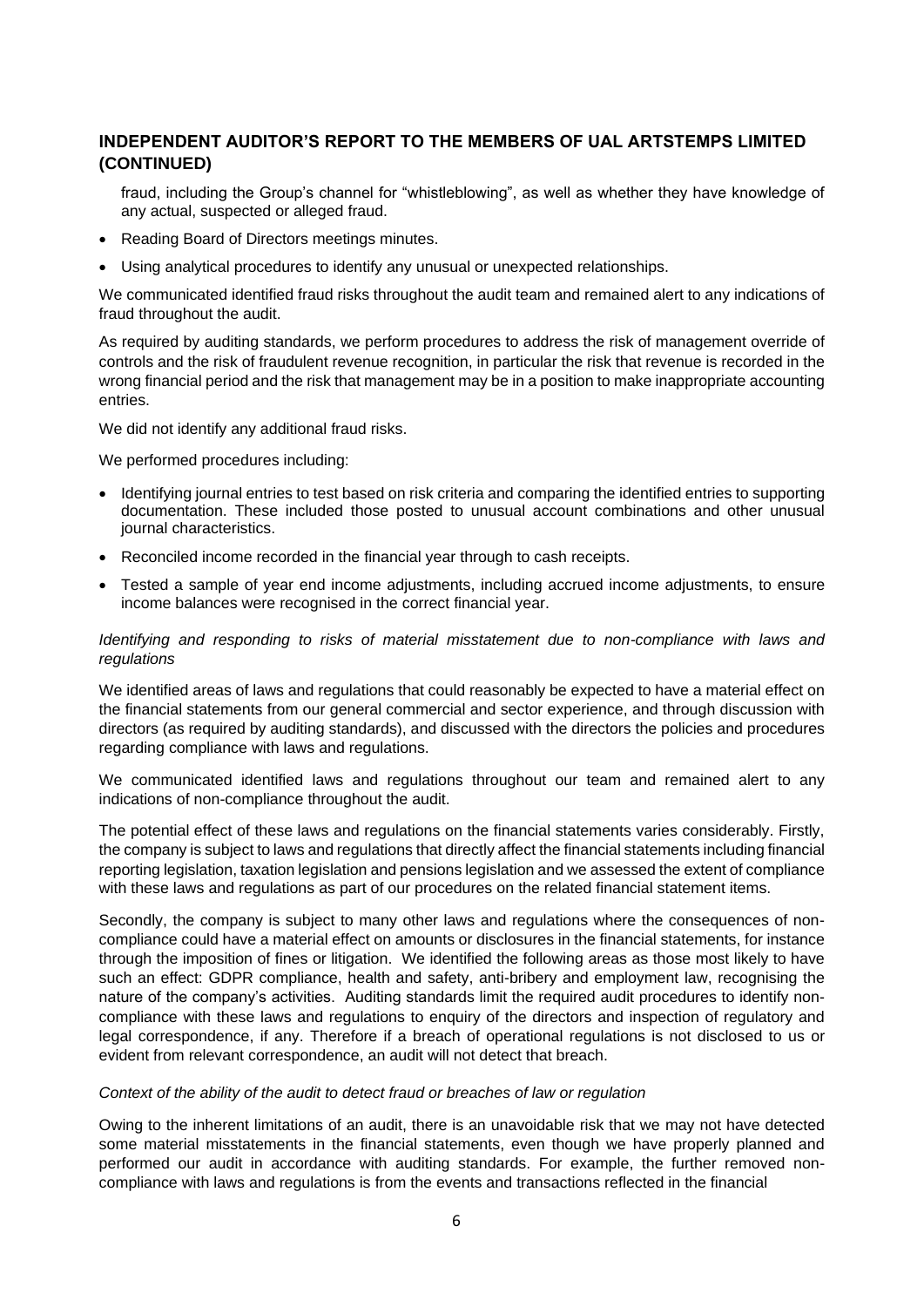## INDEPENDENT AUDITOR'S REPORT TO THE MEMBERS OF UAL ARTSTEMPS LIMITED (CONTINUED)

fraud, including the Group's channel for "whistleblowing", as well as whether they have knowledge of any actual, suspected or alleged fraud.

- Reading Board of Directors meetings minutes.
- Using analytical procedures to identify any unusual or unexpected relationships.

We communicated identified fraud risks throughout the audit team and remained alert to any indications of fraud throughout the audit.

As required by auditing standards, we perform procedures to address the risk of management override of controls and the risk of fraudulent revenue recognition, in particular the risk that revenue is recorded in the wrong financial period and the risk that management may be in a position to make inappropriate accounting entries.

We did not identify any additional fraud risks.

We performed procedures including:

- Identifying journal entries to test based on risk criteria and comparing the identified entries to supporting documentation. These included those posted to unusual account combinations and other unusual journal characteristics.
- Reconciled income recorded in the financial year through to cash receipts.
- Tested a sample of year end income adjustments, including accrued income adjustments, to ensure income balances were recognised in the correct financial year.

*Identifying and responding to risks of material misstatement due to non-compliance with laws and regulations*

We identified areas of laws and regulations that could reasonably be expected to have a material effect on the financial statements from our general commercial and sector experience, and through discussion with directors (as required by auditing standards), and discussed with the directors the policies and procedures regarding compliance with laws and regulations.

We communicated identified laws and regulations throughout our team and remained alert to any indications of non-compliance throughout the audit.

The potential effect of these laws and regulations on the financial statements varies considerably. Firstly, the company is subject to laws and regulations that directly affect the financial statements including financial reporting legislation, taxation legislation and pensions legislation and we assessed the extent of compliance with these laws and regulations as part of our procedures on the related financial statement items.

Secondly, the company is subject to many other laws and regulations where the consequences of non-compliance could have a material effect on amounts or disclosures in the financial statements, for instance through the imposition of fines or litigation. We identified the following areas as those most likely to have such an effect: GDPR compliance, health and safety, anti-bribery and employment law, recognising the nature of the company's activities. Auditing standards limit the required audit procedures to identify non-compliance with these laws and regulations to enquiry of the directors and inspection of regulatory and legal correspondence, if any. Therefore if a breach of operational regulations is not disclosed to us or evident from relevant correspondence, an audit will not detect that breach.

*Context of the ability of the audit to detect fraud or breaches of law or regulation*

Owing to the inherent limitations of an audit, there is an unavoidable risk that we may not have detected some material misstatements in the financial statements, even though we have properly planned and performed our audit in accordance with auditing standards. For example, the further removed non-compliance with laws and regulations is from the events and transactions reflected in the financial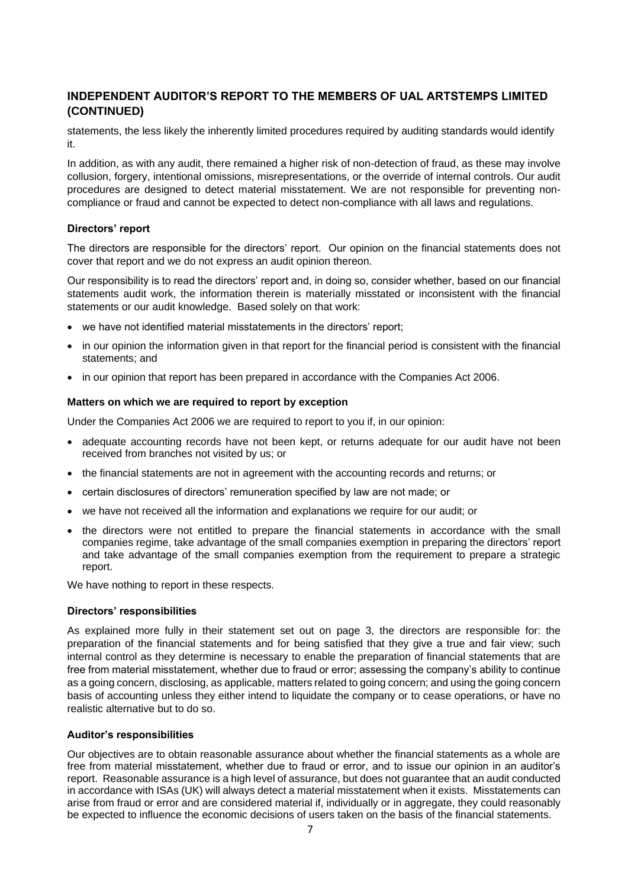statements, the less likely the inherently limited procedures required by auditing standards would identify it.

In addition, as with any audit, there remained a higher risk of non-detection of fraud, as these may involve collusion, forgery, intentional omissions, misrepresentations, or the override of internal controls. Our audit procedures are designed to detect material misstatement. We are not responsible for preventing non-compliance or fraud and cannot be expected to detect non-compliance with all laws and regulations.

**Directors' report**

The directors are responsible for the directors' report. Our opinion on the financial statements does not cover that report and we do not express an audit opinion thereon.

Our responsibility is to read the directors' report and, in doing so, consider whether, based on our financial statements audit work, the information therein is materially misstated or inconsistent with the financial statements or our audit knowledge. Based solely on that work:

- we have not identified material misstatements in the directors' report;
- in our opinion the information given in that report for the financial period is consistent with the financial statements; and
- in our opinion that report has been prepared in accordance with the Companies Act 2006.

**Matters on which we are required to report by exception**

Under the Companies Act 2006 we are required to report to you if, in our opinion:

- adequate accounting records have not been kept, or returns adequate for our audit have not been received from branches not visited by us; or
- the financial statements are not in agreement with the accounting records and returns; or
- certain disclosures of directors' remuneration specified by law are not made; or
- we have not received all the information and explanations we require for our audit; or
- the directors were not entitled to prepare the financial statements in accordance with the small companies regime, take advantage of the small companies exemption in preparing the directors' report and take advantage of the small companies exemption from the requirement to prepare a strategic report.

We have nothing to report in these respects.

**Directors' responsibilities**

As explained more fully in their statement set out on page 3, the directors are responsible for: the preparation of the financial statements and for being satisfied that they give a true and fair view; such internal control as they determine is necessary to enable the preparation of financial statements that are free from material misstatement, whether due to fraud or error; assessing the company's ability to continue as a going concern, disclosing, as applicable, matters related to going concern; and using the going concern basis of accounting unless they either intend to liquidate the company or to cease operations, or have no realistic alternative but to do so.

**Auditor's responsibilities**

Our objectives are to obtain reasonable assurance about whether the financial statements as a whole are free from material misstatement, whether due to fraud or error, and to issue our opinion in an auditor's report. Reasonable assurance is a high level of assurance, but does not guarantee that an audit conducted in accordance with ISAs (UK) will always detect a material misstatement when it exists. Misstatements can arise from fraud or error and are considered material if, individually or in aggregate, they could reasonably be expected to influence the economic decisions of users taken on the basis of the financial statements.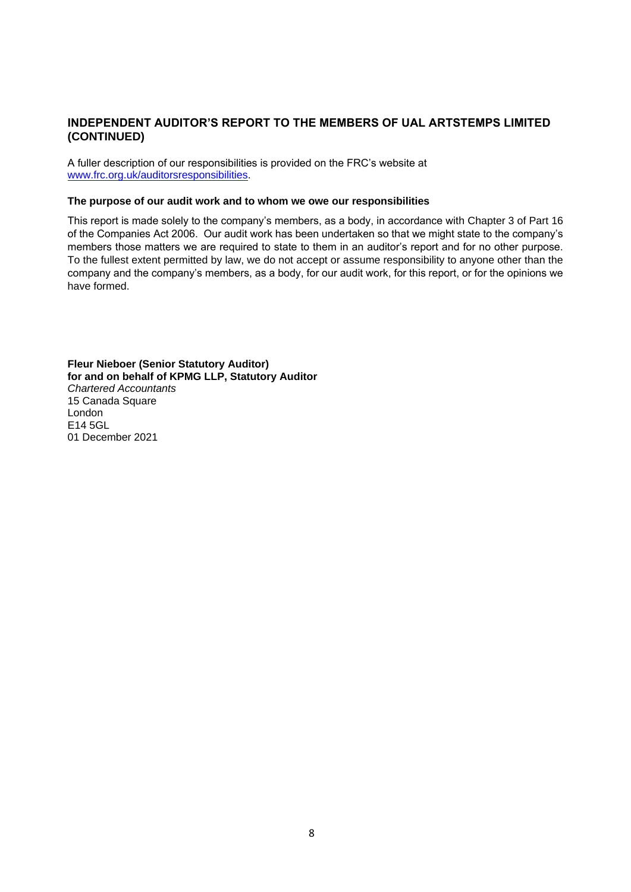## INDEPENDENT AUDITOR'S REPORT TO THE MEMBERS OF UAL ARTSTEMPS LIMITED (CONTINUED)

A fuller description of our responsibilities is provided on the FRC's website at www.frc.org.uk/auditorsresponsibilities.

**The purpose of our audit work and to whom we owe our responsibilities**

This report is made solely to the company's members, as a body, in accordance with Chapter 3 of Part 16 of the Companies Act 2006. Our audit work has been undertaken so that we might state to the company's members those matters we are required to state to them in an auditor's report and for no other purpose. To the fullest extent permitted by law, we do not accept or assume responsibility to anyone other than the company and the company's members, as a body, for our audit work, for this report, or for the opinions we have formed.

**Fleur Nieboer (Senior Statutory Auditor)**
**for and on behalf of KPMG LLP, Statutory Auditor**
*Chartered Accountants*
15 Canada Square
London
E14 5GL
01 December 2021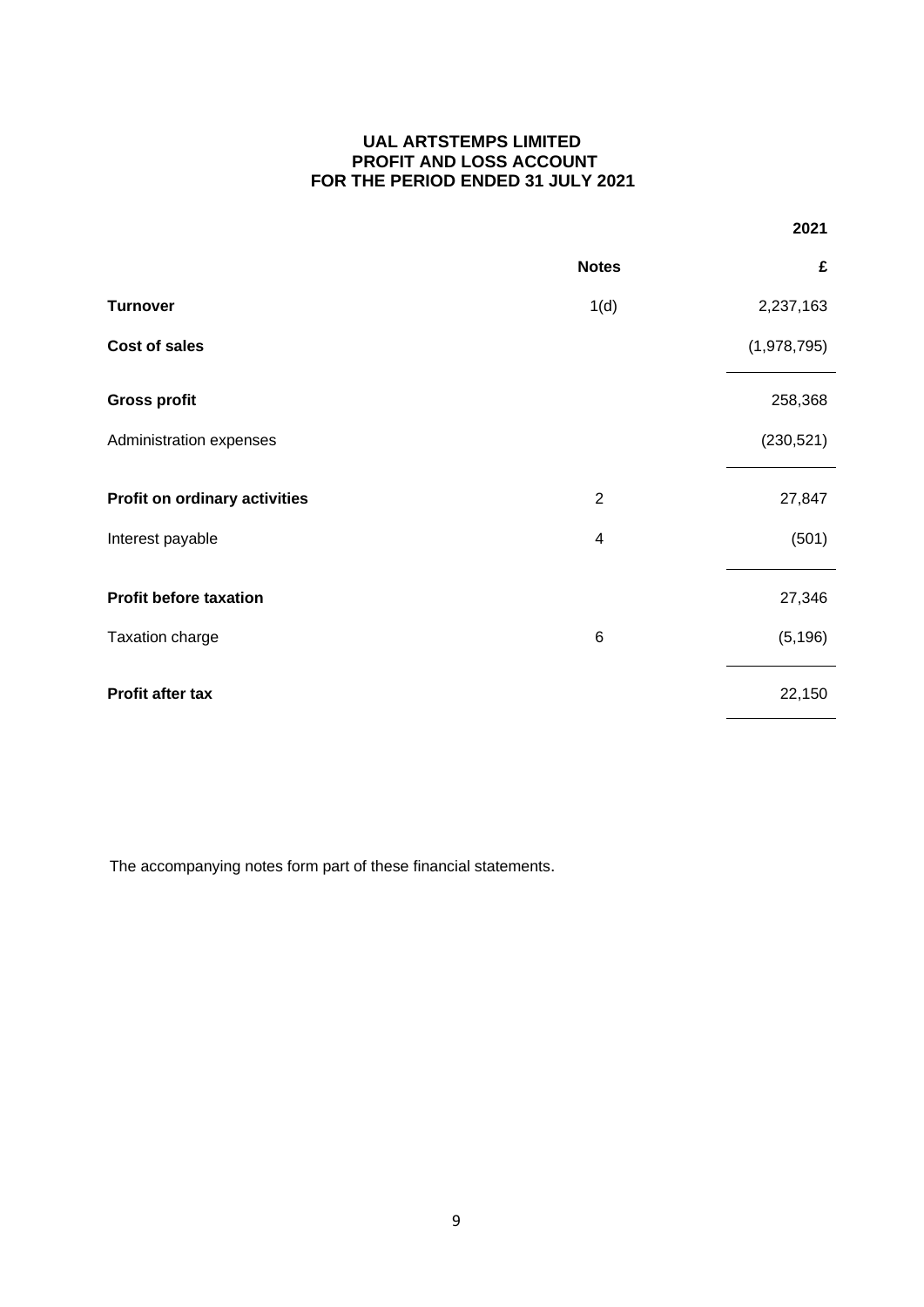# UAL ARTSTEMPS LIMITED
## PROFIT AND LOSS ACCOUNT
## FOR THE PERIOD ENDED 31 JULY 2021

| | Notes | 2021 |
|---|---|---|
| | | £ |
| **Turnover** | 1(d) | 2,237,163 |
| **Cost of sales** | | (1,978,795) |
| **Gross profit** | | 258,368 |
| Administration expenses | | (230,521) |
| **Profit on ordinary activities** | 2 | 27,847 |
| Interest payable | 4 | (501) |
| **Profit before taxation** | | 27,346 |
| Taxation charge | 6 | (5,196) |
| **Profit after tax** | | 22,150 |

The accompanying notes form part of these financial statements.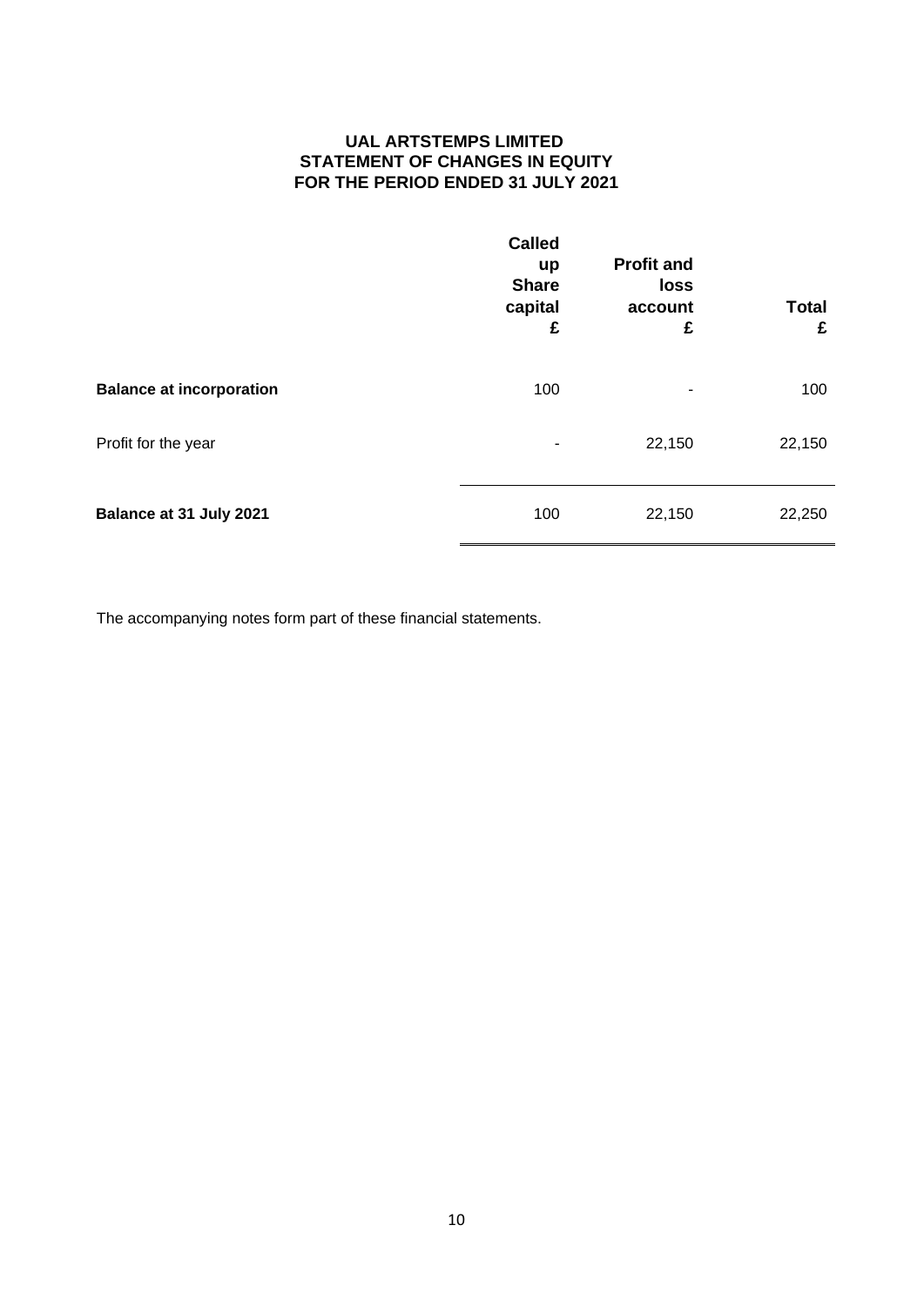# UAL ARTSTEMPS LIMITED
## STATEMENT OF CHANGES IN EQUITY
## FOR THE PERIOD ENDED 31 JULY 2021

| | Called up Share capital £ | Profit and loss account £ | Total £ |
|---|---|---|---|
| **Balance at incorporation** | 100 | - | 100 |
| Profit for the year | - | 22,150 | 22,150 |
| **Balance at 31 July 2021** | 100 | 22,150 | 22,250 |

The accompanying notes form part of these financial statements.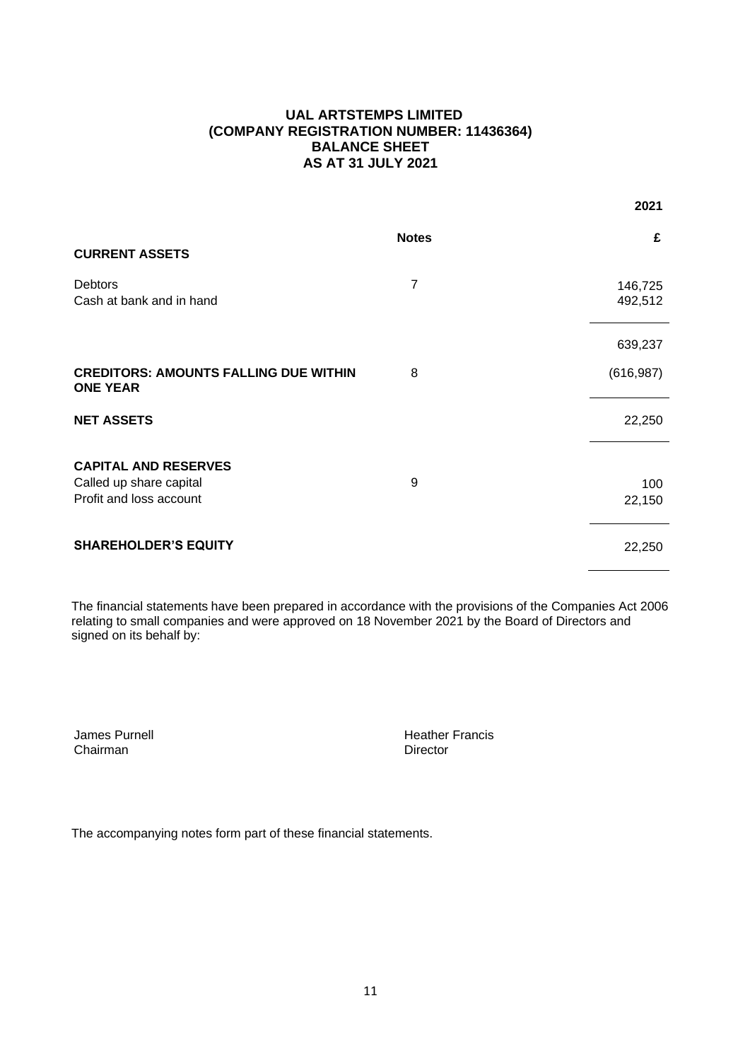# UAL ARTSTEMPS LIMITED
# (COMPANY REGISTRATION NUMBER: 11436364)
# BALANCE SHEET
# AS AT 31 JULY 2021

| | Notes | 2021 £ |
|---|---|---|
| **CURRENT ASSETS** | | |
| Debtors | 7 | 146,725 |
| Cash at bank and in hand | | 492,512 |
| | | 639,237 |
| **CREDITORS: AMOUNTS FALLING DUE WITHIN ONE YEAR** | 8 | (616,987) |
| **NET ASSETS** | | 22,250 |
| **CAPITAL AND RESERVES** | | |
| Called up share capital | 9 | 100 |
| Profit and loss account | | 22,150 |
| **SHAREHOLDER'S EQUITY** | | 22,250 |

The financial statements have been prepared in accordance with the provisions of the Companies Act 2006 relating to small companies and were approved on 18 November 2021 by the Board of Directors and signed on its behalf by:

James Purnell
Chairman

Heather Francis
Director

The accompanying notes form part of these financial statements.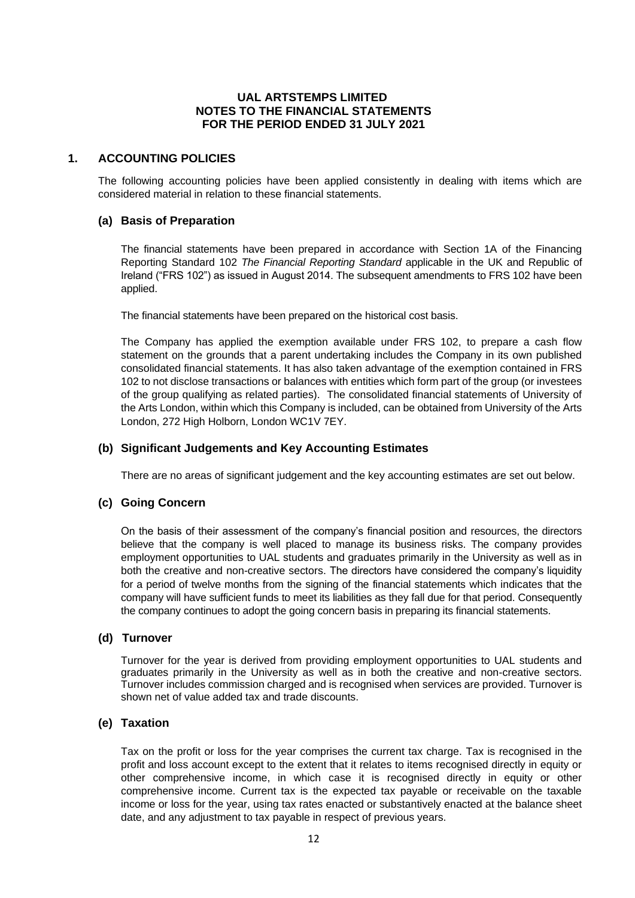**UAL ARTSTEMPS LIMITED**
**NOTES TO THE FINANCIAL STATEMENTS**
**FOR THE PERIOD ENDED 31 JULY 2021**

## 1. ACCOUNTING POLICIES

The following accounting policies have been applied consistently in dealing with items which are considered material in relation to these financial statements.

### (a) Basis of Preparation

The financial statements have been prepared in accordance with Section 1A of the Financing Reporting Standard 102 *The Financial Reporting Standard* applicable in the UK and Republic of Ireland ("FRS 102") as issued in August 2014. The subsequent amendments to FRS 102 have been applied.

The financial statements have been prepared on the historical cost basis.

The Company has applied the exemption available under FRS 102, to prepare a cash flow statement on the grounds that a parent undertaking includes the Company in its own published consolidated financial statements. It has also taken advantage of the exemption contained in FRS 102 to not disclose transactions or balances with entities which form part of the group (or investees of the group qualifying as related parties). The consolidated financial statements of University of the Arts London, within which this Company is included, can be obtained from University of the Arts London, 272 High Holborn, London WC1V 7EY.

### (b) Significant Judgements and Key Accounting Estimates

There are no areas of significant judgement and the key accounting estimates are set out below.

### (c) Going Concern

On the basis of their assessment of the company's financial position and resources, the directors believe that the company is well placed to manage its business risks. The company provides employment opportunities to UAL students and graduates primarily in the University as well as in both the creative and non-creative sectors. The directors have considered the company's liquidity for a period of twelve months from the signing of the financial statements which indicates that the company will have sufficient funds to meet its liabilities as they fall due for that period. Consequently the company continues to adopt the going concern basis in preparing its financial statements.

### (d) Turnover

Turnover for the year is derived from providing employment opportunities to UAL students and graduates primarily in the University as well as in both the creative and non-creative sectors. Turnover includes commission charged and is recognised when services are provided. Turnover is shown net of value added tax and trade discounts.

### (e) Taxation

Tax on the profit or loss for the year comprises the current tax charge. Tax is recognised in the profit and loss account except to the extent that it relates to items recognised directly in equity or other comprehensive income, in which case it is recognised directly in equity or other comprehensive income. Current tax is the expected tax payable or receivable on the taxable income or loss for the year, using tax rates enacted or substantively enacted at the balance sheet date, and any adjustment to tax payable in respect of previous years.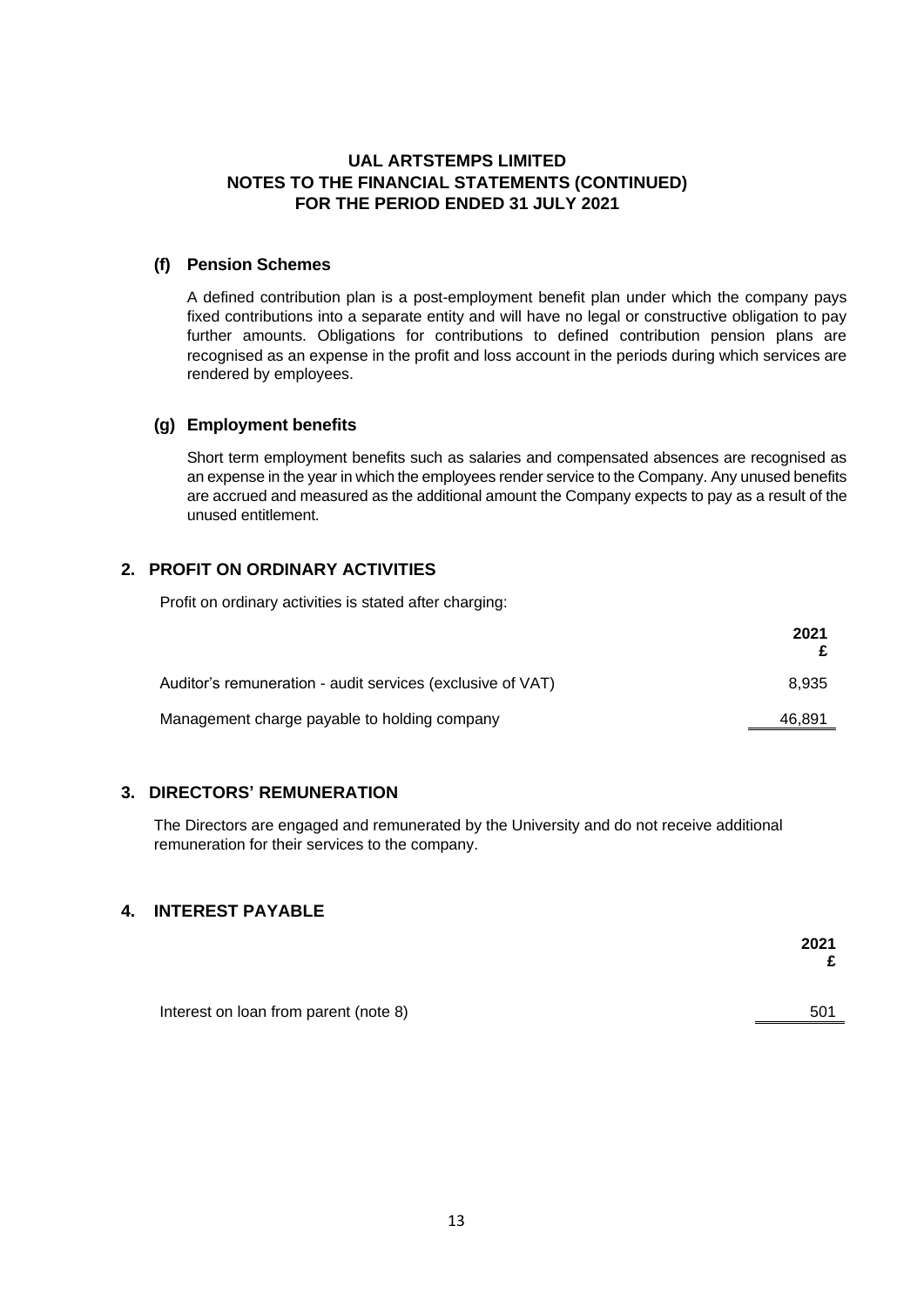**UAL ARTSTEMPS LIMITED**
**NOTES TO THE FINANCIAL STATEMENTS (CONTINUED)**
**FOR THE PERIOD ENDED 31 JULY 2021**

### (f) Pension Schemes

A defined contribution plan is a post-employment benefit plan under which the company pays fixed contributions into a separate entity and will have no legal or constructive obligation to pay further amounts. Obligations for contributions to defined contribution pension plans are recognised as an expense in the profit and loss account in the periods during which services are rendered by employees.

### (g) Employment benefits

Short term employment benefits such as salaries and compensated absences are recognised as an expense in the year in which the employees render service to the Company. Any unused benefits are accrued and measured as the additional amount the Company expects to pay as a result of the unused entitlement.

## 2. PROFIT ON ORDINARY ACTIVITIES

Profit on ordinary activities is stated after charging:

| | 2021 £ |
|---|---|
| Auditor's remuneration - audit services (exclusive of VAT) | 8,935 |
| Management charge payable to holding company | 46,891 |

## 3. DIRECTORS' REMUNERATION

The Directors are engaged and remunerated by the University and do not receive additional remuneration for their services to the company.

## 4. INTEREST PAYABLE

| | 2021 £ |
|---|---|
| Interest on loan from parent (note 8) | 501 |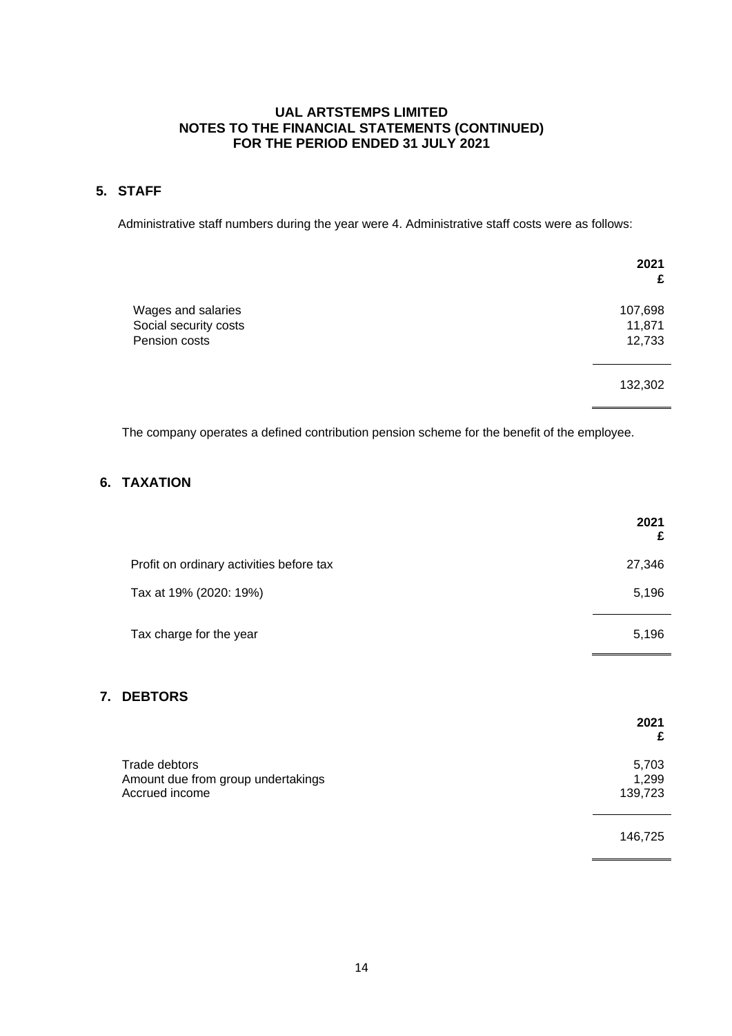**UAL ARTSTEMPS LIMITED**
**NOTES TO THE FINANCIAL STATEMENTS (CONTINUED)**
**FOR THE PERIOD ENDED 31 JULY 2021**

## 5. STAFF

Administrative staff numbers during the year were 4. Administrative staff costs were as follows:

| | 2021 £ |
|---|---|
| Wages and salaries | 107,698 |
| Social security costs | 11,871 |
| Pension costs | 12,733 |
| | 132,302 |

The company operates a defined contribution pension scheme for the benefit of the employee.

## 6. TAXATION

| | 2021 £ |
|---|---|
| Profit on ordinary activities before tax | 27,346 |
| Tax at 19% (2020: 19%) | 5,196 |
| Tax charge for the year | 5,196 |

## 7. DEBTORS

| | 2021 £ |
|---|---|
| Trade debtors | 5,703 |
| Amount due from group undertakings | 1,299 |
| Accrued income | 139,723 |
| | 146,725 |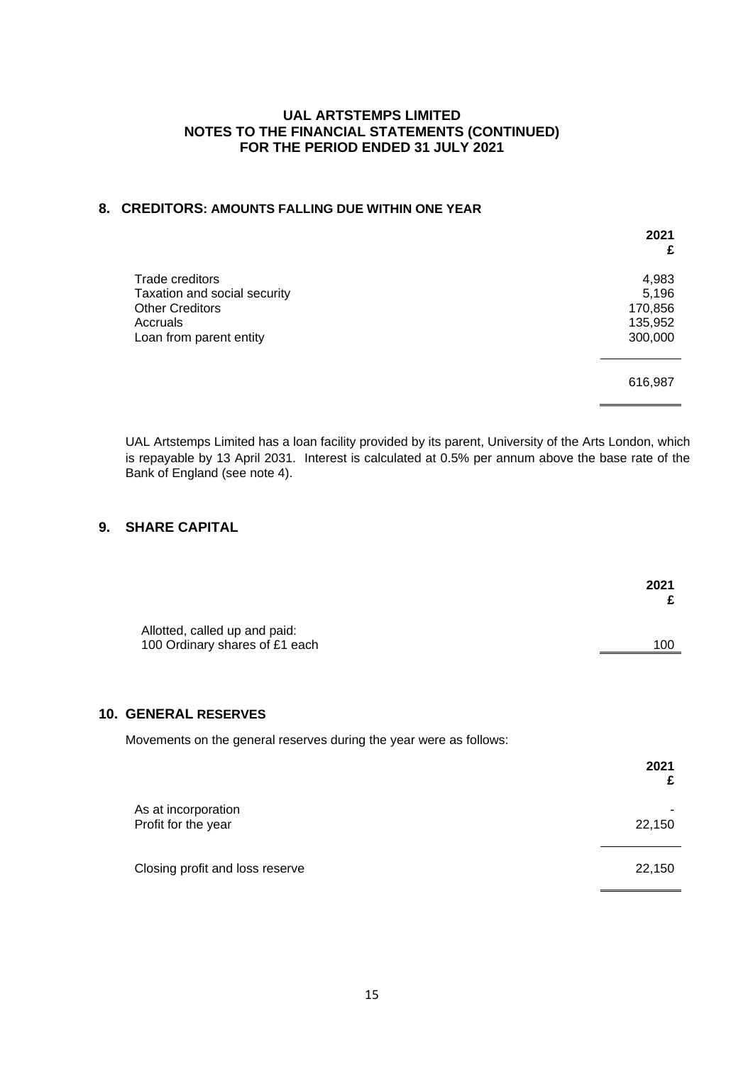**UAL ARTSTEMPS LIMITED**
**NOTES TO THE FINANCIAL STATEMENTS (CONTINUED)**
**FOR THE PERIOD ENDED 31 JULY 2021**

## 8. CREDITORS: AMOUNTS FALLING DUE WITHIN ONE YEAR

| | 2021 £ |
|---|---|
| Trade creditors | 4,983 |
| Taxation and social security | 5,196 |
| Other Creditors | 170,856 |
| Accruals | 135,952 |
| Loan from parent entity | 300,000 |
| | 616,987 |

UAL Artstemps Limited has a loan facility provided by its parent, University of the Arts London, which is repayable by 13 April 2031. Interest is calculated at 0.5% per annum above the base rate of the Bank of England (see note 4).

## 9. SHARE CAPITAL

| | 2021 £ |
|---|---|
| Allotted, called up and paid: 100 Ordinary shares of £1 each | 100 |

## 10. GENERAL RESERVES

Movements on the general reserves during the year were as follows:

| | 2021 £ |
|---|---|
| As at incorporation | - |
| Profit for the year | 22,150 |
| Closing profit and loss reserve | 22,150 |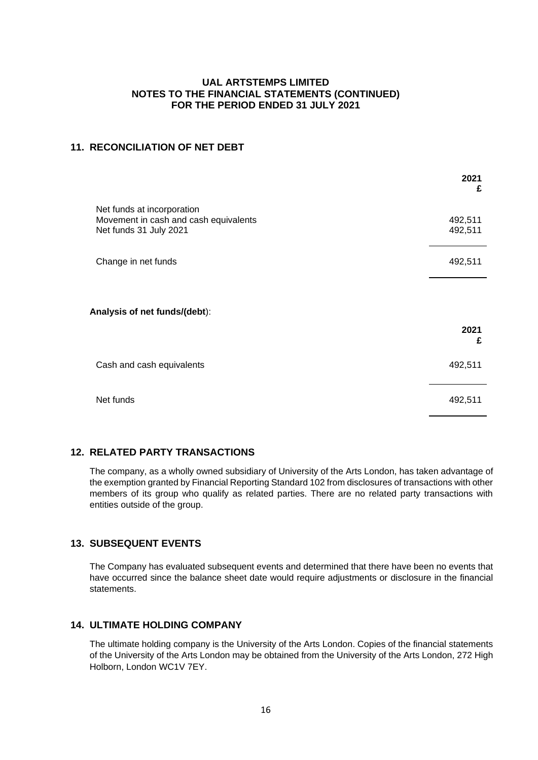# UAL ARTSTEMPS LIMITED
## NOTES TO THE FINANCIAL STATEMENTS (CONTINUED)
## FOR THE PERIOD ENDED 31 JULY 2021

### 11. RECONCILIATION OF NET DEBT

| | 2021<br>£ |
|---|---|
| Net funds at incorporation | |
| Movement in cash and cash equivalents | 492,511 |
| Net funds 31 July 2021 | 492,511 |
| Change in net funds | 492,511 |

**Analysis of net funds/(debt)**:

| | 2021<br>£ |
|---|---|
| Cash and cash equivalents | 492,511 |
| Net funds | 492,511 |

### 12. RELATED PARTY TRANSACTIONS

The company, as a wholly owned subsidiary of University of the Arts London, has taken advantage of the exemption granted by Financial Reporting Standard 102 from disclosures of transactions with other members of its group who qualify as related parties. There are no related party transactions with entities outside of the group.

### 13. SUBSEQUENT EVENTS

The Company has evaluated subsequent events and determined that there have been no events that have occurred since the balance sheet date would require adjustments or disclosure in the financial statements.

### 14. ULTIMATE HOLDING COMPANY

The ultimate holding company is the University of the Arts London. Copies of the financial statements of the University of the Arts London may be obtained from the University of the Arts London, 272 High Holborn, London WC1V 7EY.